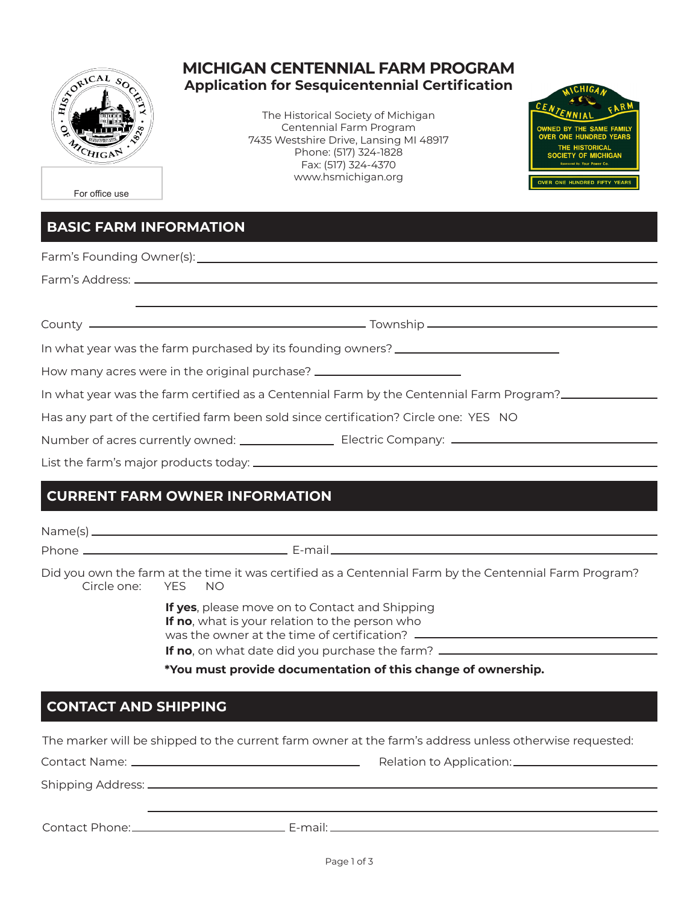# MICHIGAN CENTENNIAL FARM PROGRAM

## Application for Sesquicentennial Certification

The Historical Society of Michigan
Centennial Farm Program
7435 Westshire Drive, Lansing MI 48917
Phone: (517) 324-1828
Fax: (517) 324-4370
www.hsmichigan.org

For office use

## BASIC FARM INFORMATION

Farm's Founding Owner(s): ______________________________

Farm's Address: ______________________________

______________________________

County ______________________________ Township ______________________________

In what year was the farm purchased by its founding owners? ______________

How many acres were in the original purchase? ______________

In what year was the farm certified as a Centennial Farm by the Centennial Farm Program? ______________

Has any part of the certified farm been sold since certification? Circle one: YES NO

Number of acres currently owned: ______________ Electric Company: ______________

List the farm's major products today: ______________________________

## CURRENT FARM OWNER INFORMATION

Name(s) ______________________________

Phone ______________ E-mail ______________

Did you own the farm at the time it was certified as a Centennial Farm by the Centennial Farm Program?
Circle one: YES NO

**If yes**, please move on to Contact and Shipping
**If no**, what is your relation to the person who was the owner at the time of certification? ______________
**If no**, on what date did you purchase the farm? ______________

**\*You must provide documentation of this change of ownership.**

## CONTACT AND SHIPPING

The marker will be shipped to the current farm owner at the farm's address unless otherwise requested:

Contact Name: ______________ Relation to Application: ______________

Shipping Address: ______________________________

______________________________

Contact Phone: ______________ E-mail: ______________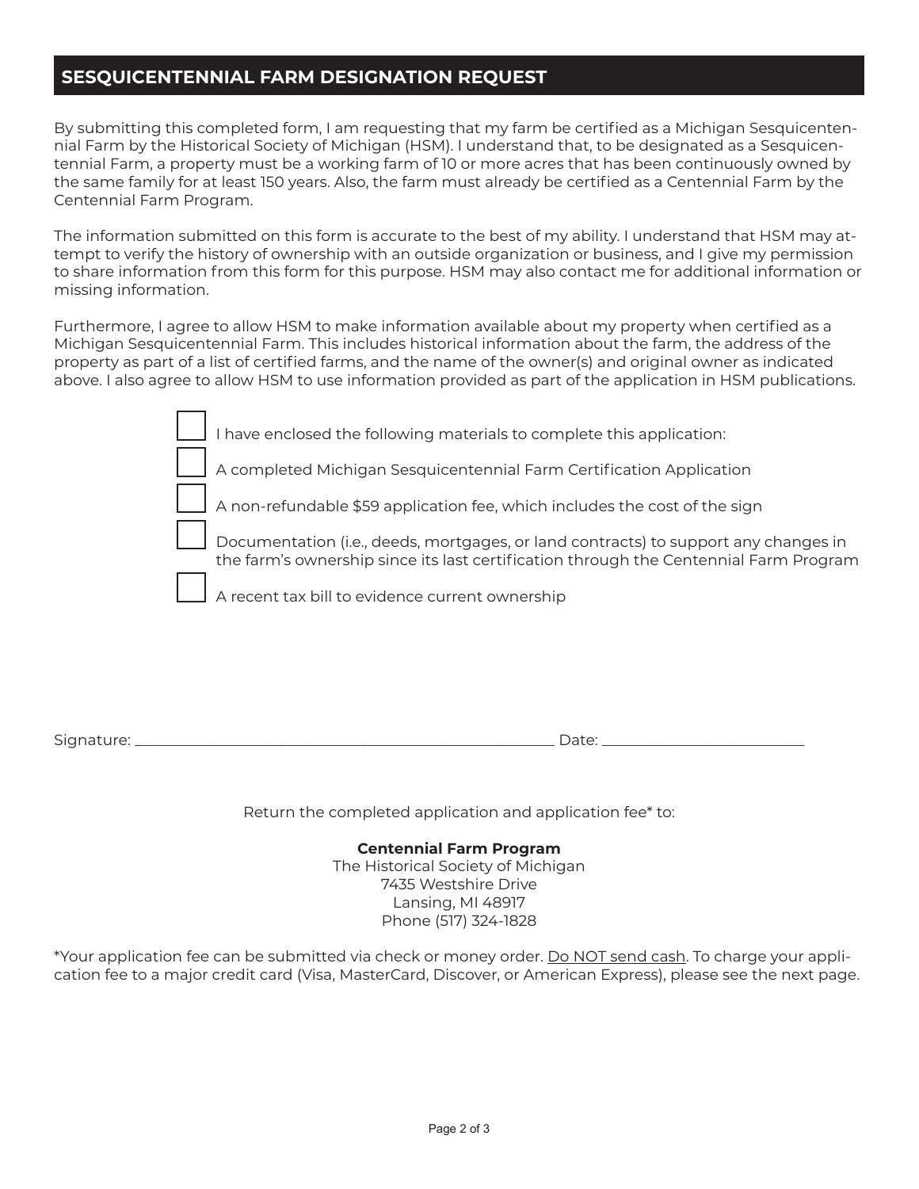## SESQUICENTENNIAL FARM DESIGNATION REQUEST

By submitting this completed form, I am requesting that my farm be certified as a Michigan Sesquicentennial Farm by the Historical Society of Michigan (HSM). I understand that, to be designated as a Sesquicentennial Farm, a property must be a working farm of 10 or more acres that has been continuously owned by the same family for at least 150 years. Also, the farm must already be certified as a Centennial Farm by the Centennial Farm Program.

The information submitted on this form is accurate to the best of my ability. I understand that HSM may attempt to verify the history of ownership with an outside organization or business, and I give my permission to share information from this form for this purpose. HSM may also contact me for additional information or missing information.

Furthermore, I agree to allow HSM to make information available about my property when certified as a Michigan Sesquicentennial Farm. This includes historical information about the farm, the address of the property as part of a list of certified farms, and the name of the owner(s) and original owner as indicated above. I also agree to allow HSM to use information provided as part of the application in HSM publications.

- [ ] I have enclosed the following materials to complete this application:
- [ ] A completed Michigan Sesquicentennial Farm Certification Application
- [ ] A non-refundable $59 application fee, which includes the cost of the sign
- [ ] Documentation (i.e., deeds, mortgages, or land contracts) to support any changes in the farm's ownership since its last certification through the Centennial Farm Program
- [ ] A recent tax bill to evidence current ownership

Signature: ______________________________________________ Date: ______________________

Return the completed application and application fee* to:

**Centennial Farm Program**
The Historical Society of Michigan
7435 Westshire Drive
Lansing, MI 48917
Phone (517) 324-1828

*Your application fee can be submitted via check or money order. Do NOT send cash. To charge your application fee to a major credit card (Visa, MasterCard, Discover, or American Express), please see the next page.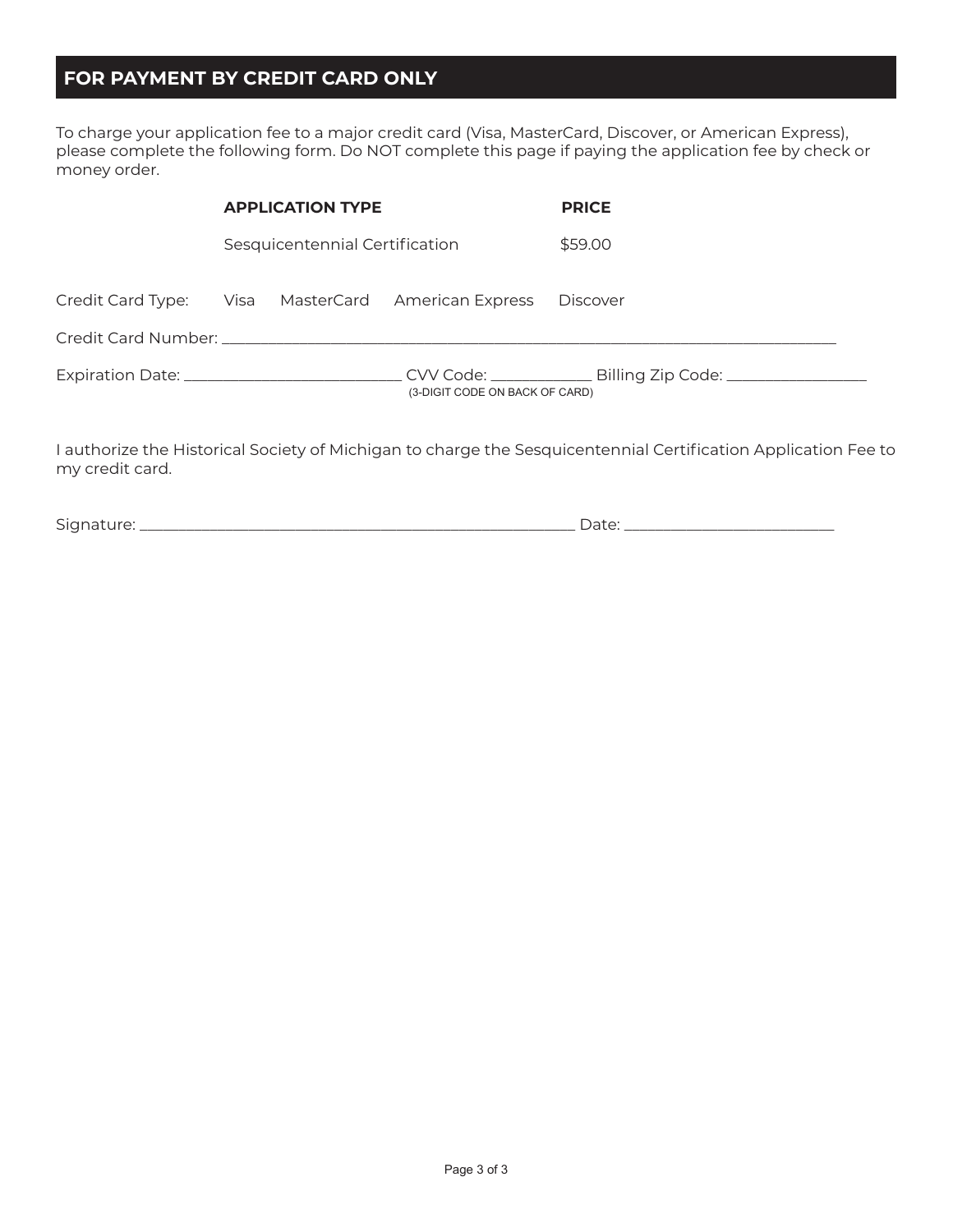## FOR PAYMENT BY CREDIT CARD ONLY

To charge your application fee to a major credit card (Visa, MasterCard, Discover, or American Express), please complete the following form. Do NOT complete this page if paying the application fee by check or money order.

| APPLICATION TYPE | PRICE |
|---|---|
| Sesquicentennial Certification | $59.00 |

Credit Card Type: Visa MasterCard American Express Discover

Credit Card Number: ______________________________________________________________________________

Expiration Date: ____________________________ CVV Code: _____________ Billing Zip Code: __________________
(3-DIGIT CODE ON BACK OF CARD)

I authorize the Historical Society of Michigan to charge the Sesquicentennial Certification Application Fee to my credit card.

Signature: ________________________________________________________ Date: ___________________________